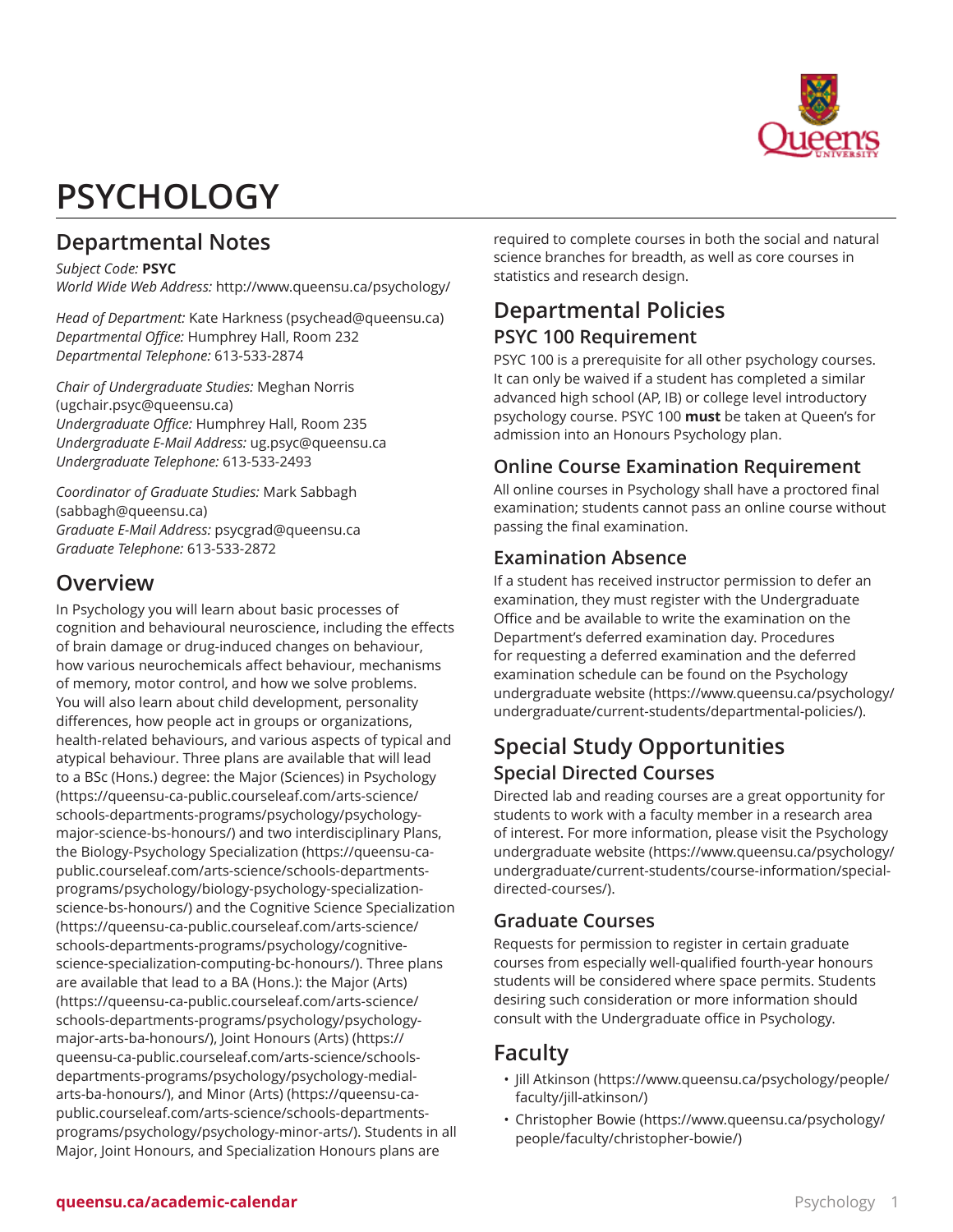# PSYCHOLOGY

## Departmental Notes

*Subject Code:* **PSYC**
*World Wide Web Address:* http://www.queensu.ca/psychology/

*Head of Department:* Kate Harkness (psychead@queensu.ca)
*Departmental Office:* Humphrey Hall, Room 232
*Departmental Telephone:* 613-533-2874

*Chair of Undergraduate Studies:* Meghan Norris (ugchair.psyc@queensu.ca)
*Undergraduate Office:* Humphrey Hall, Room 235
*Undergraduate E-Mail Address:* ug.psyc@queensu.ca
*Undergraduate Telephone:* 613-533-2493

*Coordinator of Graduate Studies:* Mark Sabbagh (sabbagh@queensu.ca)
*Graduate E-Mail Address:* psycgrad@queensu.ca
*Graduate Telephone:* 613-533-2872

## Overview

In Psychology you will learn about basic processes of cognition and behavioural neuroscience, including the effects of brain damage or drug-induced changes on behaviour, how various neurochemicals affect behaviour, mechanisms of memory, motor control, and how we solve problems. You will also learn about child development, personality differences, how people act in groups or organizations, health-related behaviours, and various aspects of typical and atypical behaviour. Three plans are available that will lead to a BSc (Hons.) degree: the Major (Sciences) in Psychology (https://queensu-ca-public.courseleaf.com/arts-science/schools-departments-programs/psychology/psychology-major-science-bs-honours/) and two interdisciplinary Plans, the Biology-Psychology Specialization (https://queensu-ca-public.courseleaf.com/arts-science/schools-departments-programs/psychology/biology-psychology-specialization-science-bs-honours/) and the Cognitive Science Specialization (https://queensu-ca-public.courseleaf.com/arts-science/schools-departments-programs/psychology/cognitive-science-specialization-computing-bc-honours/). Three plans are available that lead to a BA (Hons.): the Major (Arts) (https://queensu-ca-public.courseleaf.com/arts-science/schools-departments-programs/psychology/psychology-major-arts-ba-honours/), Joint Honours (Arts) (https://queensu-ca-public.courseleaf.com/arts-science/schools-departments-programs/psychology/psychology-medial-arts-ba-honours/), and Minor (Arts) (https://queensu-ca-public.courseleaf.com/arts-science/schools-departments-programs/psychology/psychology-minor-arts/). Students in all Major, Joint Honours, and Specialization Honours plans are required to complete courses in both the social and natural science branches for breadth, as well as core courses in statistics and research design.

## Departmental Policies

### PSYC 100 Requirement

PSYC 100 is a prerequisite for all other psychology courses. It can only be waived if a student has completed a similar advanced high school (AP, IB) or college level introductory psychology course. PSYC 100 **must** be taken at Queen's for admission into an Honours Psychology plan.

### Online Course Examination Requirement

All online courses in Psychology shall have a proctored final examination; students cannot pass an online course without passing the final examination.

### Examination Absence

If a student has received instructor permission to defer an examination, they must register with the Undergraduate Office and be available to write the examination on the Department's deferred examination day. Procedures for requesting a deferred examination and the deferred examination schedule can be found on the Psychology undergraduate website (https://www.queensu.ca/psychology/undergraduate/current-students/departmental-policies/).

## Special Study Opportunities

### Special Directed Courses

Directed lab and reading courses are a great opportunity for students to work with a faculty member in a research area of interest. For more information, please visit the Psychology undergraduate website (https://www.queensu.ca/psychology/undergraduate/current-students/course-information/special-directed-courses/).

### Graduate Courses

Requests for permission to register in certain graduate courses from especially well-qualified fourth-year honours students will be considered where space permits. Students desiring such consideration or more information should consult with the Undergraduate office in Psychology.

## Faculty

- Jill Atkinson (https://www.queensu.ca/psychology/people/faculty/jill-atkinson/)
- Christopher Bowie (https://www.queensu.ca/psychology/people/faculty/christopher-bowie/)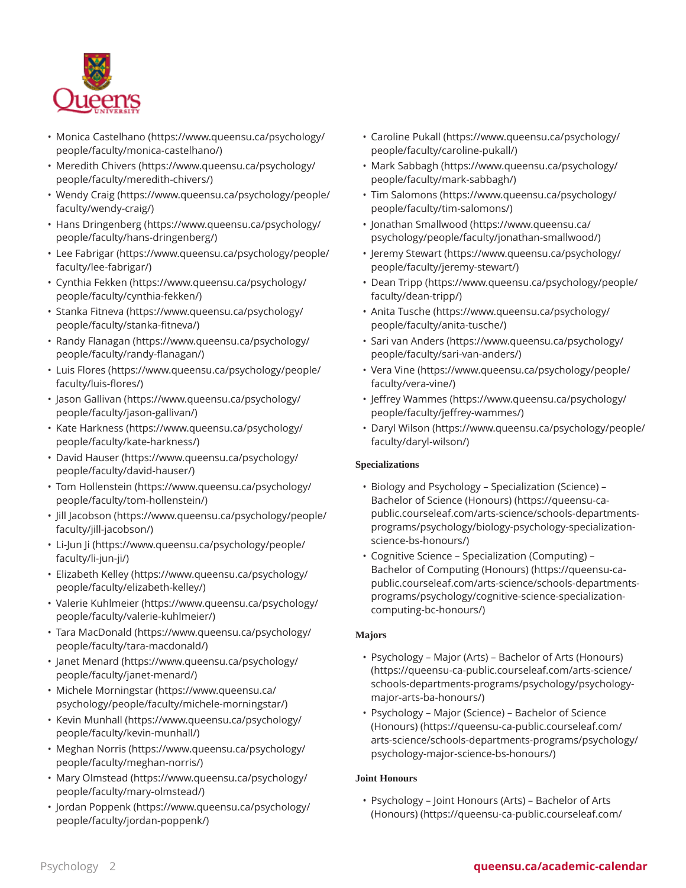- Monica Castelhano (https://www.queensu.ca/psychology/people/faculty/monica-castelhano/)
- Meredith Chivers (https://www.queensu.ca/psychology/people/faculty/meredith-chivers/)
- Wendy Craig (https://www.queensu.ca/psychology/people/faculty/wendy-craig/)
- Hans Dringenberg (https://www.queensu.ca/psychology/people/faculty/hans-dringenberg/)
- Lee Fabrigar (https://www.queensu.ca/psychology/people/faculty/lee-fabrigar/)
- Cynthia Fekken (https://www.queensu.ca/psychology/people/faculty/cynthia-fekken/)
- Stanka Fitneva (https://www.queensu.ca/psychology/people/faculty/stanka-fitneva/)
- Randy Flanagan (https://www.queensu.ca/psychology/people/faculty/randy-flanagan/)
- Luis Flores (https://www.queensu.ca/psychology/people/faculty/luis-flores/)
- Jason Gallivan (https://www.queensu.ca/psychology/people/faculty/jason-gallivan/)
- Kate Harkness (https://www.queensu.ca/psychology/people/faculty/kate-harkness/)
- David Hauser (https://www.queensu.ca/psychology/people/faculty/david-hauser/)
- Tom Hollenstein (https://www.queensu.ca/psychology/people/faculty/tom-hollenstein/)
- Jill Jacobson (https://www.queensu.ca/psychology/people/faculty/jill-jacobson/)
- Li-Jun Ji (https://www.queensu.ca/psychology/people/faculty/li-jun-ji/)
- Elizabeth Kelley (https://www.queensu.ca/psychology/people/faculty/elizabeth-kelley/)
- Valerie Kuhlmeier (https://www.queensu.ca/psychology/people/faculty/valerie-kuhlmeier/)
- Tara MacDonald (https://www.queensu.ca/psychology/people/faculty/tara-macdonald/)
- Janet Menard (https://www.queensu.ca/psychology/people/faculty/janet-menard/)
- Michele Morningstar (https://www.queensu.ca/psychology/people/faculty/michele-morningstar/)
- Kevin Munhall (https://www.queensu.ca/psychology/people/faculty/kevin-munhall/)
- Meghan Norris (https://www.queensu.ca/psychology/people/faculty/meghan-norris/)
- Mary Olmstead (https://www.queensu.ca/psychology/people/faculty/mary-olmstead/)
- Jordan Poppenk (https://www.queensu.ca/psychology/people/faculty/jordan-poppenk/)
- Caroline Pukall (https://www.queensu.ca/psychology/people/faculty/caroline-pukall/)
- Mark Sabbagh (https://www.queensu.ca/psychology/people/faculty/mark-sabbagh/)
- Tim Salomons (https://www.queensu.ca/psychology/people/faculty/tim-salomons/)
- Jonathan Smallwood (https://www.queensu.ca/psychology/people/faculty/jonathan-smallwood/)
- Jeremy Stewart (https://www.queensu.ca/psychology/people/faculty/jeremy-stewart/)
- Dean Tripp (https://www.queensu.ca/psychology/people/faculty/dean-tripp/)
- Anita Tusche (https://www.queensu.ca/psychology/people/faculty/anita-tusche/)
- Sari van Anders (https://www.queensu.ca/psychology/people/faculty/sari-van-anders/)
- Vera Vine (https://www.queensu.ca/psychology/people/faculty/vera-vine/)
- Jeffrey Wammes (https://www.queensu.ca/psychology/people/faculty/jeffrey-wammes/)
- Daryl Wilson (https://www.queensu.ca/psychology/people/faculty/daryl-wilson/)

### Specializations

- Biology and Psychology – Specialization (Science) – Bachelor of Science (Honours) (https://queensu-ca-public.courseleaf.com/arts-science/schools-departments-programs/psychology/biology-psychology-specialization-science-bs-honours/)
- Cognitive Science – Specialization (Computing) – Bachelor of Computing (Honours) (https://queensu-ca-public.courseleaf.com/arts-science/schools-departments-programs/psychology/cognitive-science-specialization-computing-bc-honours/)

### Majors

- Psychology – Major (Arts) – Bachelor of Arts (Honours) (https://queensu-ca-public.courseleaf.com/arts-science/schools-departments-programs/psychology/psychology-major-arts-ba-honours/)
- Psychology – Major (Science) – Bachelor of Science (Honours) (https://queensu-ca-public.courseleaf.com/arts-science/schools-departments-programs/psychology/psychology-major-science-bs-honours/)

### Joint Honours

- Psychology – Joint Honours (Arts) – Bachelor of Arts (Honours) (https://queensu-ca-public.courseleaf.com/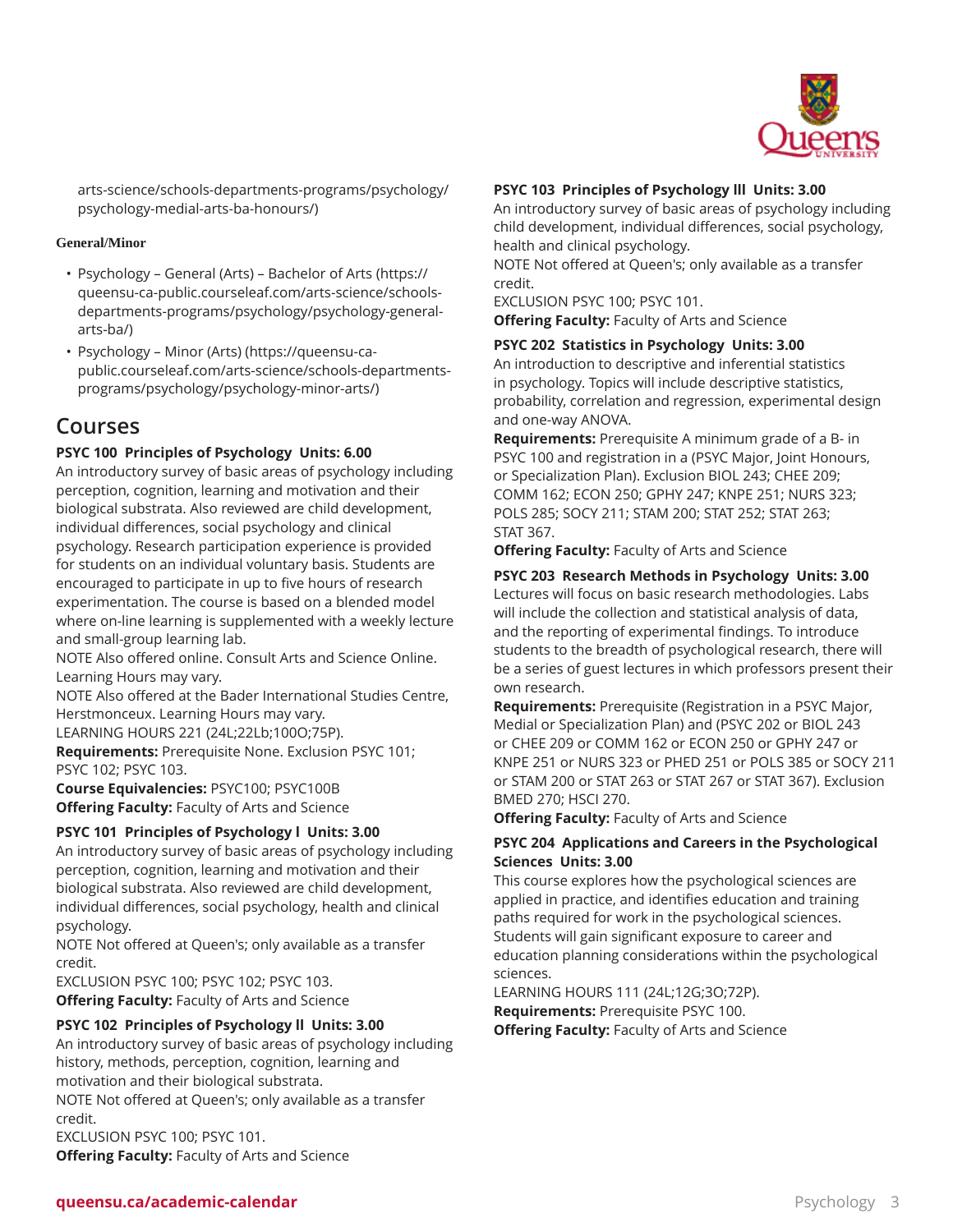arts-science/schools-departments-programs/psychology/psychology-medial-arts-ba-honours/)

#### General/Minor

- Psychology – General (Arts) – Bachelor of Arts (https://queensu-ca-public.courseleaf.com/arts-science/schools-departments-programs/psychology/psychology-general-arts-ba/)
- Psychology – Minor (Arts) (https://queensu-ca-public.courseleaf.com/arts-science/schools-departments-programs/psychology/psychology-minor-arts/)

## Courses

**PSYC 100 Principles of Psychology Units: 6.00**
An introductory survey of basic areas of psychology including perception, cognition, learning and motivation and their biological substrata. Also reviewed are child development, individual differences, social psychology and clinical psychology. Research participation experience is provided for students on an individual voluntary basis. Students are encouraged to participate in up to five hours of research experimentation. The course is based on a blended model where on-line learning is supplemented with a weekly lecture and small-group learning lab.
NOTE Also offered online. Consult Arts and Science Online. Learning Hours may vary.
NOTE Also offered at the Bader International Studies Centre, Herstmonceux. Learning Hours may vary.
LEARNING HOURS 221 (24L;22Lb;100O;75P).
**Requirements:** Prerequisite None. Exclusion PSYC 101; PSYC 102; PSYC 103.
**Course Equivalencies:** PSYC100; PSYC100B
**Offering Faculty:** Faculty of Arts and Science

**PSYC 101 Principles of Psychology I Units: 3.00**
An introductory survey of basic areas of psychology including perception, cognition, learning and motivation and their biological substrata. Also reviewed are child development, individual differences, social psychology, health and clinical psychology.
NOTE Not offered at Queen's; only available as a transfer credit.
EXCLUSION PSYC 100; PSYC 102; PSYC 103.
**Offering Faculty:** Faculty of Arts and Science

**PSYC 102 Principles of Psychology II Units: 3.00**
An introductory survey of basic areas of psychology including history, methods, perception, cognition, learning and motivation and their biological substrata.
NOTE Not offered at Queen's; only available as a transfer credit.
EXCLUSION PSYC 100; PSYC 101.
**Offering Faculty:** Faculty of Arts and Science

**PSYC 103 Principles of Psychology III Units: 3.00**
An introductory survey of basic areas of psychology including child development, individual differences, social psychology, health and clinical psychology.
NOTE Not offered at Queen's; only available as a transfer credit.
EXCLUSION PSYC 100; PSYC 101.
**Offering Faculty:** Faculty of Arts and Science

**PSYC 202 Statistics in Psychology Units: 3.00**
An introduction to descriptive and inferential statistics in psychology. Topics will include descriptive statistics, probability, correlation and regression, experimental design and one-way ANOVA.
**Requirements:** Prerequisite A minimum grade of a B- in PSYC 100 and registration in a (PSYC Major, Joint Honours, or Specialization Plan). Exclusion BIOL 243; CHEE 209; COMM 162; ECON 250; GPHY 247; KNPE 251; NURS 323; POLS 285; SOCY 211; STAM 200; STAT 252; STAT 263; STAT 367.
**Offering Faculty:** Faculty of Arts and Science

**PSYC 203 Research Methods in Psychology Units: 3.00**
Lectures will focus on basic research methodologies. Labs will include the collection and statistical analysis of data, and the reporting of experimental findings. To introduce students to the breadth of psychological research, there will be a series of guest lectures in which professors present their own research.
**Requirements:** Prerequisite (Registration in a PSYC Major, Medial or Specialization Plan) and (PSYC 202 or BIOL 243 or CHEE 209 or COMM 162 or ECON 250 or GPHY 247 or KNPE 251 or NURS 323 or PHED 251 or POLS 385 or SOCY 211 or STAM 200 or STAT 263 or STAT 267 or STAT 367). Exclusion BMED 270; HSCI 270.
**Offering Faculty:** Faculty of Arts and Science

**PSYC 204 Applications and Careers in the Psychological Sciences Units: 3.00**
This course explores how the psychological sciences are applied in practice, and identifies education and training paths required for work in the psychological sciences. Students will gain significant exposure to career and education planning considerations within the psychological sciences.
LEARNING HOURS 111 (24L;12G;3O;72P).
**Requirements:** Prerequisite PSYC 100.
**Offering Faculty:** Faculty of Arts and Science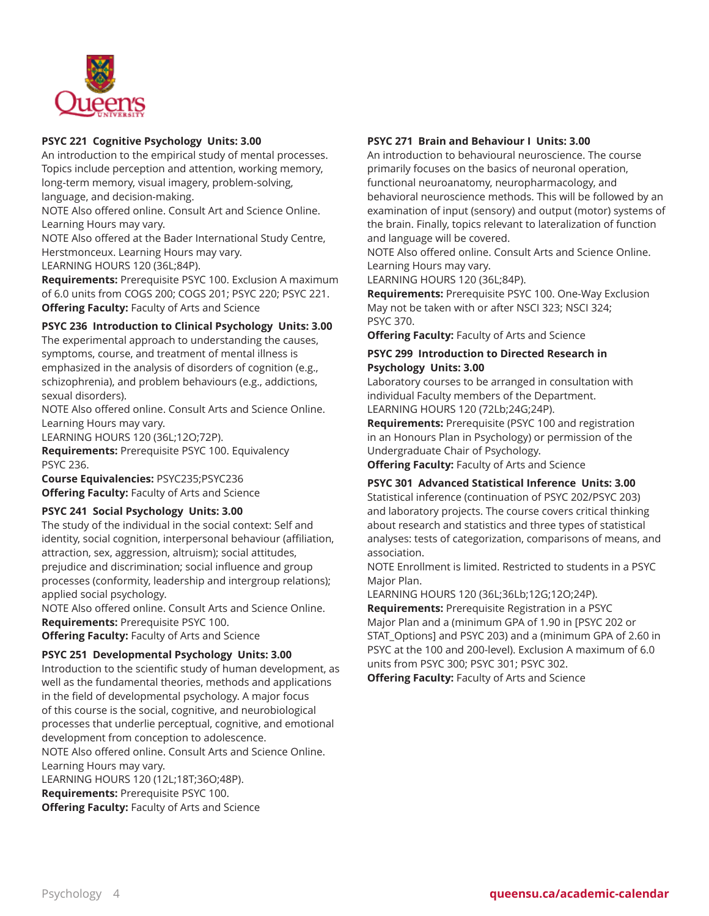**PSYC 221 Cognitive Psychology Units: 3.00**
An introduction to the empirical study of mental processes. Topics include perception and attention, working memory, long-term memory, visual imagery, problem-solving, language, and decision-making.
NOTE Also offered online. Consult Art and Science Online. Learning Hours may vary.
NOTE Also offered at the Bader International Study Centre, Herstmonceux. Learning Hours may vary.
LEARNING HOURS 120 (36L;84P).
**Requirements:** Prerequisite PSYC 100. Exclusion A maximum of 6.0 units from COGS 200; COGS 201; PSYC 220; PSYC 221.
**Offering Faculty:** Faculty of Arts and Science

**PSYC 236 Introduction to Clinical Psychology Units: 3.00**
The experimental approach to understanding the causes, symptoms, course, and treatment of mental illness is emphasized in the analysis of disorders of cognition (e.g., schizophrenia), and problem behaviours (e.g., addictions, sexual disorders).
NOTE Also offered online. Consult Arts and Science Online. Learning Hours may vary.
LEARNING HOURS 120 (36L;12O;72P).
**Requirements:** Prerequisite PSYC 100. Equivalency PSYC 236.
**Course Equivalencies:** PSYC235;PSYC236
**Offering Faculty:** Faculty of Arts and Science

**PSYC 241 Social Psychology Units: 3.00**
The study of the individual in the social context: Self and identity, social cognition, interpersonal behaviour (affiliation, attraction, sex, aggression, altruism); social attitudes, prejudice and discrimination; social influence and group processes (conformity, leadership and intergroup relations); applied social psychology.
NOTE Also offered online. Consult Arts and Science Online.
**Requirements:** Prerequisite PSYC 100.
**Offering Faculty:** Faculty of Arts and Science

**PSYC 251 Developmental Psychology Units: 3.00**
Introduction to the scientific study of human development, as well as the fundamental theories, methods and applications in the field of developmental psychology. A major focus of this course is the social, cognitive, and neurobiological processes that underlie perceptual, cognitive, and emotional development from conception to adolescence.
NOTE Also offered online. Consult Arts and Science Online. Learning Hours may vary.
LEARNING HOURS 120 (12L;18T;36O;48P).
**Requirements:** Prerequisite PSYC 100.
**Offering Faculty:** Faculty of Arts and Science

**PSYC 271 Brain and Behaviour I Units: 3.00**
An introduction to behavioural neuroscience. The course primarily focuses on the basics of neuronal operation, functional neuroanatomy, neuropharmacology, and behavioral neuroscience methods. This will be followed by an examination of input (sensory) and output (motor) systems of the brain. Finally, topics relevant to lateralization of function and language will be covered.
NOTE Also offered online. Consult Arts and Science Online. Learning Hours may vary.
LEARNING HOURS 120 (36L;84P).
**Requirements:** Prerequisite PSYC 100. One-Way Exclusion May not be taken with or after NSCI 323; NSCI 324; PSYC 370.
**Offering Faculty:** Faculty of Arts and Science

**PSYC 299 Introduction to Directed Research in Psychology Units: 3.00**
Laboratory courses to be arranged in consultation with individual Faculty members of the Department.
LEARNING HOURS 120 (72Lb;24G;24P).
**Requirements:** Prerequisite (PSYC 100 and registration in an Honours Plan in Psychology) or permission of the Undergraduate Chair of Psychology.
**Offering Faculty:** Faculty of Arts and Science

**PSYC 301 Advanced Statistical Inference Units: 3.00**
Statistical inference (continuation of PSYC 202/PSYC 203) and laboratory projects. The course covers critical thinking about research and statistics and three types of statistical analyses: tests of categorization, comparisons of means, and association.
NOTE Enrollment is limited. Restricted to students in a PSYC Major Plan.
LEARNING HOURS 120 (36L;36Lb;12G;12O;24P).
**Requirements:** Prerequisite Registration in a PSYC Major Plan and a (minimum GPA of 1.90 in [PSYC 202 or STAT_Options] and PSYC 203) and a (minimum GPA of 2.60 in PSYC at the 100 and 200-level). Exclusion A maximum of 6.0 units from PSYC 300; PSYC 301; PSYC 302.
**Offering Faculty:** Faculty of Arts and Science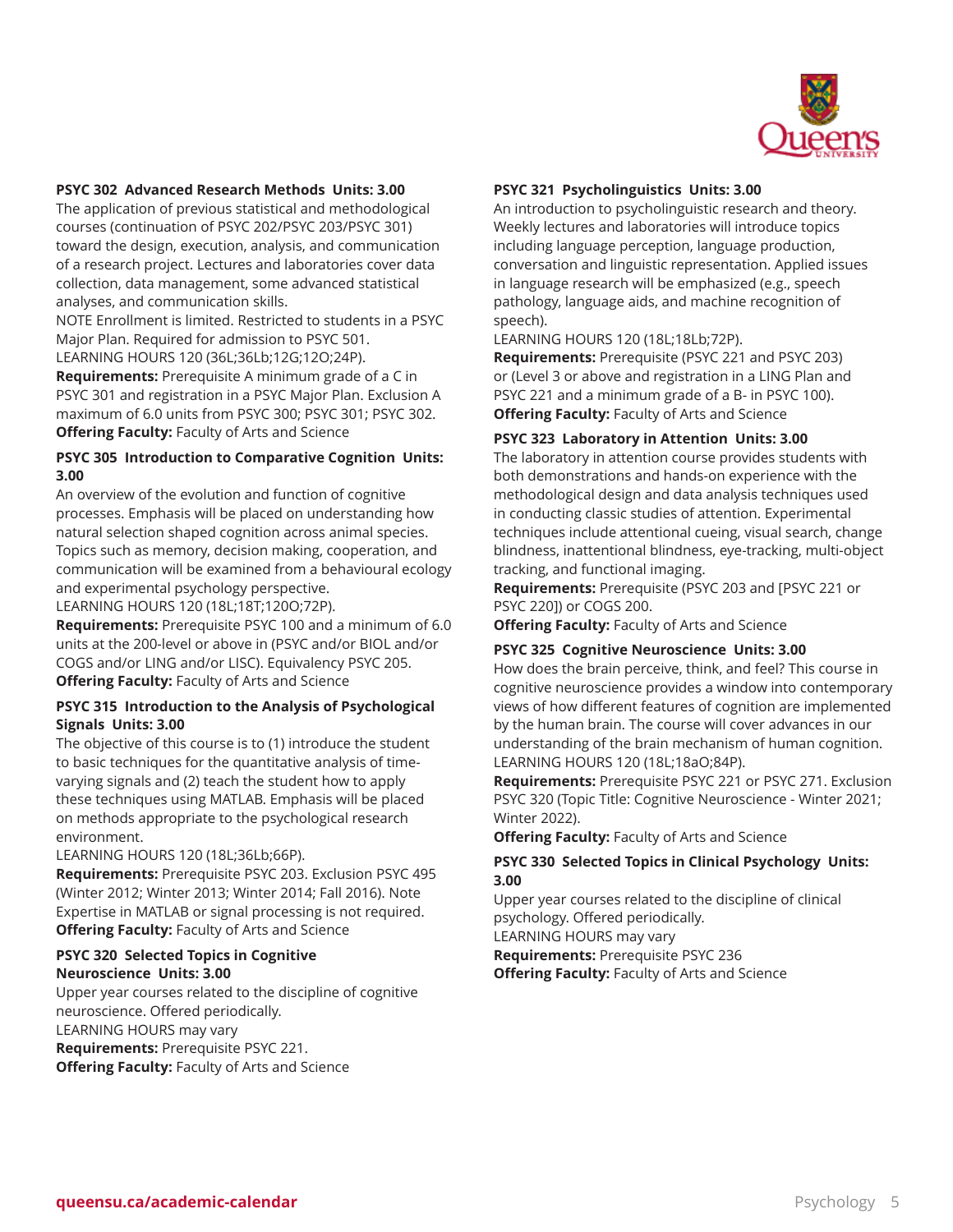**PSYC 302 Advanced Research Methods Units: 3.00**

The application of previous statistical and methodological courses (continuation of PSYC 202/PSYC 203/PSYC 301) toward the design, execution, analysis, and communication of a research project. Lectures and laboratories cover data collection, data management, some advanced statistical analyses, and communication skills.
NOTE Enrollment is limited. Restricted to students in a PSYC Major Plan. Required for admission to PSYC 501.
LEARNING HOURS 120 (36L;36Lb;12G;12O;24P).
**Requirements:** Prerequisite A minimum grade of a C in PSYC 301 and registration in a PSYC Major Plan. Exclusion A maximum of 6.0 units from PSYC 300; PSYC 301; PSYC 302.
**Offering Faculty:** Faculty of Arts and Science

**PSYC 305 Introduction to Comparative Cognition Units: 3.00**

An overview of the evolution and function of cognitive processes. Emphasis will be placed on understanding how natural selection shaped cognition across animal species. Topics such as memory, decision making, cooperation, and communication will be examined from a behavioural ecology and experimental psychology perspective.
LEARNING HOURS 120 (18L;18T;12O;72P).
**Requirements:** Prerequisite PSYC 100 and a minimum of 6.0 units at the 200-level or above in (PSYC and/or BIOL and/or COGS and/or LING and/or LISC). Equivalency PSYC 205.
**Offering Faculty:** Faculty of Arts and Science

**PSYC 315 Introduction to the Analysis of Psychological Signals Units: 3.00**

The objective of this course is to (1) introduce the student to basic techniques for the quantitative analysis of time-varying signals and (2) teach the student how to apply these techniques using MATLAB. Emphasis will be placed on methods appropriate to the psychological research environment.
LEARNING HOURS 120 (18L;36Lb;66P).
**Requirements:** Prerequisite PSYC 203. Exclusion PSYC 495 (Winter 2012; Winter 2013; Winter 2014; Fall 2016). Note Expertise in MATLAB or signal processing is not required.
**Offering Faculty:** Faculty of Arts and Science

**PSYC 320 Selected Topics in Cognitive Neuroscience Units: 3.00**

Upper year courses related to the discipline of cognitive neuroscience. Offered periodically.
LEARNING HOURS may vary
**Requirements:** Prerequisite PSYC 221.
**Offering Faculty:** Faculty of Arts and Science

**PSYC 321 Psycholinguistics Units: 3.00**

An introduction to psycholinguistic research and theory. Weekly lectures and laboratories will introduce topics including language perception, language production, conversation and linguistic representation. Applied issues in language research will be emphasized (e.g., speech pathology, language aids, and machine recognition of speech).
LEARNING HOURS 120 (18L;18Lb;72P).
**Requirements:** Prerequisite (PSYC 221 and PSYC 203) or (Level 3 or above and registration in a LING Plan and PSYC 221 and a minimum grade of a B- in PSYC 100).
**Offering Faculty:** Faculty of Arts and Science

**PSYC 323 Laboratory in Attention Units: 3.00**

The laboratory in attention course provides students with both demonstrations and hands-on experience with the methodological design and data analysis techniques used in conducting classic studies of attention. Experimental techniques include attentional cueing, visual search, change blindness, inattentional blindness, eye-tracking, multi-object tracking, and functional imaging.
**Requirements:** Prerequisite (PSYC 203 and [PSYC 221 or PSYC 220]) or COGS 200.
**Offering Faculty:** Faculty of Arts and Science

**PSYC 325 Cognitive Neuroscience Units: 3.00**

How does the brain perceive, think, and feel? This course in cognitive neuroscience provides a window into contemporary views of how different features of cognition are implemented by the human brain. The course will cover advances in our understanding of the brain mechanism of human cognition.
LEARNING HOURS 120 (18L;18aO;84P).
**Requirements:** Prerequisite PSYC 221 or PSYC 271. Exclusion PSYC 320 (Topic Title: Cognitive Neuroscience - Winter 2021; Winter 2022).
**Offering Faculty:** Faculty of Arts and Science

**PSYC 330 Selected Topics in Clinical Psychology Units: 3.00**

Upper year courses related to the discipline of clinical psychology. Offered periodically.
LEARNING HOURS may vary
**Requirements:** Prerequisite PSYC 236
**Offering Faculty:** Faculty of Arts and Science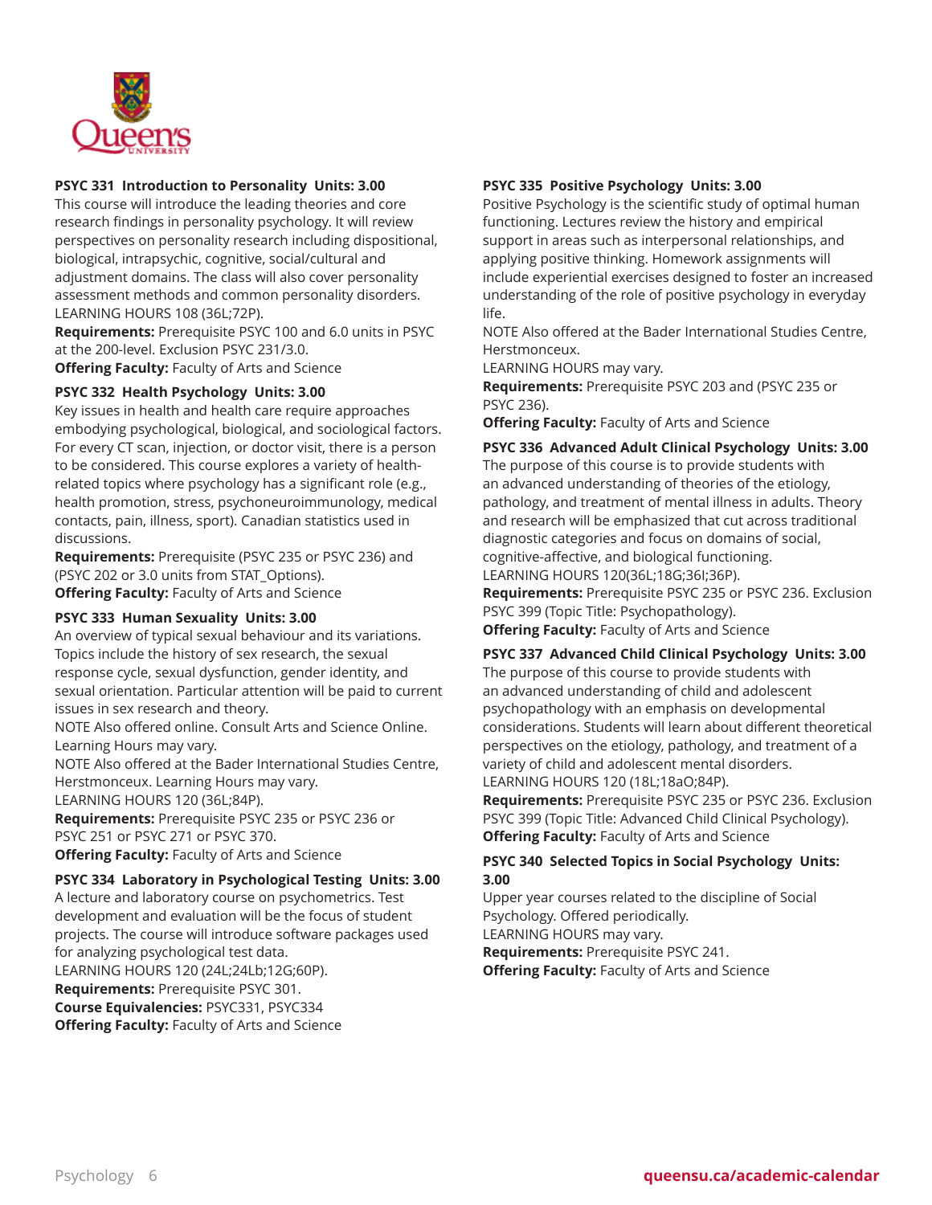**PSYC 331 Introduction to Personality Units: 3.00**
This course will introduce the leading theories and core research findings in personality psychology. It will review perspectives on personality research including dispositional, biological, intrapsychic, cognitive, social/cultural and adjustment domains. The class will also cover personality assessment methods and common personality disorders.
LEARNING HOURS 108 (36L;72P).
**Requirements:** Prerequisite PSYC 100 and 6.0 units in PSYC at the 200-level. Exclusion PSYC 231/3.0.
**Offering Faculty:** Faculty of Arts and Science

**PSYC 332 Health Psychology Units: 3.00**
Key issues in health and health care require approaches embodying psychological, biological, and sociological factors. For every CT scan, injection, or doctor visit, there is a person to be considered. This course explores a variety of health-related topics where psychology has a significant role (e.g., health promotion, stress, psychoneuroimmunology, medical contacts, pain, illness, sport). Canadian statistics used in discussions.
**Requirements:** Prerequisite (PSYC 235 or PSYC 236) and (PSYC 202 or 3.0 units from STAT_Options).
**Offering Faculty:** Faculty of Arts and Science

**PSYC 333 Human Sexuality Units: 3.00**
An overview of typical sexual behaviour and its variations. Topics include the history of sex research, the sexual response cycle, sexual dysfunction, gender identity, and sexual orientation. Particular attention will be paid to current issues in sex research and theory.
NOTE Also offered online. Consult Arts and Science Online. Learning Hours may vary.
NOTE Also offered at the Bader International Studies Centre, Herstmonceux. Learning Hours may vary.
LEARNING HOURS 120 (36L;84P).
**Requirements:** Prerequisite PSYC 235 or PSYC 236 or PSYC 251 or PSYC 271 or PSYC 370.
**Offering Faculty:** Faculty of Arts and Science

**PSYC 334 Laboratory in Psychological Testing Units: 3.00**
A lecture and laboratory course on psychometrics. Test development and evaluation will be the focus of student projects. The course will introduce software packages used for analyzing psychological test data.
LEARNING HOURS 120 (24L;24Lb;12G;60P).
**Requirements:** Prerequisite PSYC 301.
**Course Equivalencies:** PSYC331, PSYC334
**Offering Faculty:** Faculty of Arts and Science

**PSYC 335 Positive Psychology Units: 3.00**
Positive Psychology is the scientific study of optimal human functioning. Lectures review the history and empirical support in areas such as interpersonal relationships, and applying positive thinking. Homework assignments will include experiential exercises designed to foster an increased understanding of the role of positive psychology in everyday life.
NOTE Also offered at the Bader International Studies Centre, Herstmonceux.
LEARNING HOURS may vary.
**Requirements:** Prerequisite PSYC 203 and (PSYC 235 or PSYC 236).
**Offering Faculty:** Faculty of Arts and Science

**PSYC 336 Advanced Adult Clinical Psychology Units: 3.00**
The purpose of this course is to provide students with an advanced understanding of theories of the etiology, pathology, and treatment of mental illness in adults. Theory and research will be emphasized that cut across traditional diagnostic categories and focus on domains of social, cognitive-affective, and biological functioning.
LEARNING HOURS 120(36L;18G;36I;36P).
**Requirements:** Prerequisite PSYC 235 or PSYC 236. Exclusion PSYC 399 (Topic Title: Psychopathology).
**Offering Faculty:** Faculty of Arts and Science

**PSYC 337 Advanced Child Clinical Psychology Units: 3.00**
The purpose of this course to provide students with an advanced understanding of child and adolescent psychopathology with an emphasis on developmental considerations. Students will learn about different theoretical perspectives on the etiology, pathology, and treatment of a variety of child and adolescent mental disorders.
LEARNING HOURS 120 (18L;18aO;84P).
**Requirements:** Prerequisite PSYC 235 or PSYC 236. Exclusion PSYC 399 (Topic Title: Advanced Child Clinical Psychology).
**Offering Faculty:** Faculty of Arts and Science

**PSYC 340 Selected Topics in Social Psychology Units: 3.00**
Upper year courses related to the discipline of Social Psychology. Offered periodically.
LEARNING HOURS may vary.
**Requirements:** Prerequisite PSYC 241.
**Offering Faculty:** Faculty of Arts and Science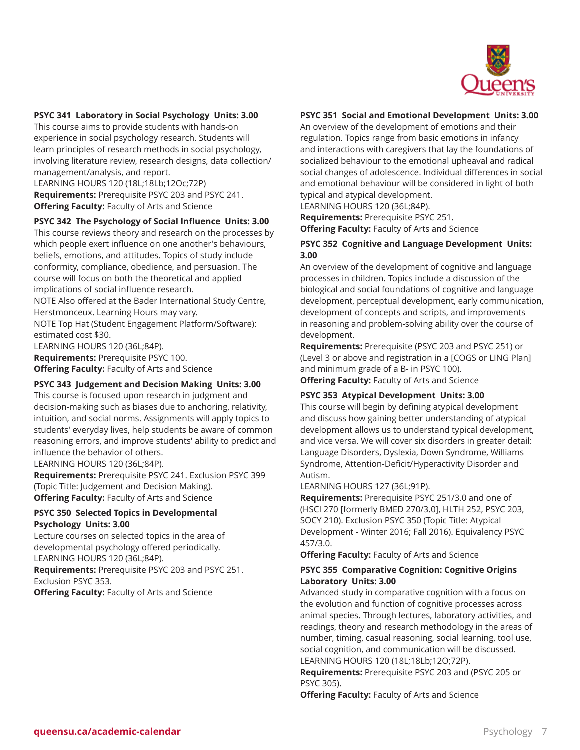**PSYC 341 Laboratory in Social Psychology Units: 3.00**
This course aims to provide students with hands-on experience in social psychology research. Students will learn principles of research methods in social psychology, involving literature review, research designs, data collection/management/analysis, and report.
LEARNING HOURS 120 (18L;18Lb;12Oc;72P)
**Requirements:** Prerequisite PSYC 203 and PSYC 241.
**Offering Faculty:** Faculty of Arts and Science

**PSYC 342 The Psychology of Social Influence Units: 3.00**
This course reviews theory and research on the processes by which people exert influence on one another's behaviours, beliefs, emotions, and attitudes. Topics of study include conformity, compliance, obedience, and persuasion. The course will focus on both the theoretical and applied implications of social influence research.
NOTE Also offered at the Bader International Study Centre, Herstmonceux. Learning Hours may vary.
NOTE Top Hat (Student Engagement Platform/Software): estimated cost $30.
LEARNING HOURS 120 (36L;84P).
**Requirements:** Prerequisite PSYC 100.
**Offering Faculty:** Faculty of Arts and Science

**PSYC 343 Judgement and Decision Making Units: 3.00**
This course is focused upon research in judgment and decision-making such as biases due to anchoring, relativity, intuition, and social norms. Assignments will apply topics to students' everyday lives, help students be aware of common reasoning errors, and improve students' ability to predict and influence the behavior of others.
LEARNING HOURS 120 (36L;84P).
**Requirements:** Prerequisite PSYC 241. Exclusion PSYC 399 (Topic Title: Judgement and Decision Making).
**Offering Faculty:** Faculty of Arts and Science

**PSYC 350 Selected Topics in Developmental Psychology Units: 3.00**
Lecture courses on selected topics in the area of developmental psychology offered periodically.
LEARNING HOURS 120 (36L;84P).
**Requirements:** Prerequisite PSYC 203 and PSYC 251. Exclusion PSYC 353.
**Offering Faculty:** Faculty of Arts and Science

**PSYC 351 Social and Emotional Development Units: 3.00**
An overview of the development of emotions and their regulation. Topics range from basic emotions in infancy and interactions with caregivers that lay the foundations of socialized behaviour to the emotional upheaval and radical social changes of adolescence. Individual differences in social and emotional behaviour will be considered in light of both typical and atypical development.
LEARNING HOURS 120 (36L;84P).
**Requirements:** Prerequisite PSYC 251.
**Offering Faculty:** Faculty of Arts and Science

**PSYC 352 Cognitive and Language Development Units: 3.00**
An overview of the development of cognitive and language processes in children. Topics include a discussion of the biological and social foundations of cognitive and language development, perceptual development, early communication, development of concepts and scripts, and improvements in reasoning and problem-solving ability over the course of development.
**Requirements:** Prerequisite (PSYC 203 and PSYC 251) or (Level 3 or above and registration in a [COGS or LING Plan] and minimum grade of a B- in PSYC 100).
**Offering Faculty:** Faculty of Arts and Science

**PSYC 353 Atypical Development Units: 3.00**
This course will begin by defining atypical development and discuss how gaining better understanding of atypical development allows us to understand typical development, and vice versa. We will cover six disorders in greater detail: Language Disorders, Dyslexia, Down Syndrome, Williams Syndrome, Attention-Deficit/Hyperactivity Disorder and Autism.
LEARNING HOURS 127 (36L;91P).
**Requirements:** Prerequisite PSYC 251/3.0 and one of (HSCI 270 [formerly BMED 270/3.0], HLTH 252, PSYC 203, SOCY 210). Exclusion PSYC 350 (Topic Title: Atypical Development - Winter 2016; Fall 2016). Equivalency PSYC 457/3.0.
**Offering Faculty:** Faculty of Arts and Science

**PSYC 355 Comparative Cognition: Cognitive Origins Laboratory Units: 3.00**
Advanced study in comparative cognition with a focus on the evolution and function of cognitive processes across animal species. Through lectures, laboratory activities, and readings, theory and research methodology in the areas of number, timing, casual reasoning, social learning, tool use, social cognition, and communication will be discussed.
LEARNING HOURS 120 (18L;18Lb;12O;72P).
**Requirements:** Prerequisite PSYC 203 and (PSYC 205 or PSYC 305).
**Offering Faculty:** Faculty of Arts and Science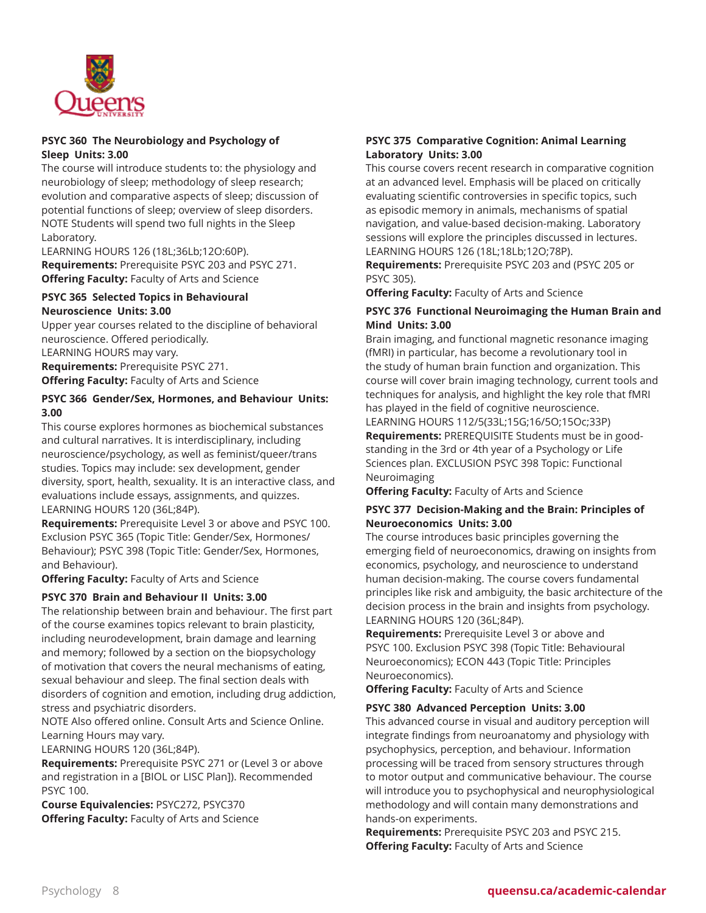#### PSYC 360 The Neurobiology and Psychology of Sleep Units: 3.00

The course will introduce students to: the physiology and neurobiology of sleep; methodology of sleep research; evolution and comparative aspects of sleep; discussion of potential functions of sleep; overview of sleep disorders. NOTE Students will spend two full nights in the Sleep Laboratory.

LEARNING HOURS 126 (18L;36Lb;12O:60P).

**Requirements:** Prerequisite PSYC 203 and PSYC 271.

**Offering Faculty:** Faculty of Arts and Science

#### PSYC 365 Selected Topics in Behavioural Neuroscience Units: 3.00

Upper year courses related to the discipline of behavioral neuroscience. Offered periodically.

LEARNING HOURS may vary.

**Requirements:** Prerequisite PSYC 271.

**Offering Faculty:** Faculty of Arts and Science

#### PSYC 366 Gender/Sex, Hormones, and Behaviour Units: 3.00

This course explores hormones as biochemical substances and cultural narratives. It is interdisciplinary, including neuroscience/psychology, as well as feminist/queer/trans studies. Topics may include: sex development, gender diversity, sport, health, sexuality. It is an interactive class, and evaluations include essays, assignments, and quizzes.

LEARNING HOURS 120 (36L;84P).

**Requirements:** Prerequisite Level 3 or above and PSYC 100. Exclusion PSYC 365 (Topic Title: Gender/Sex, Hormones/Behaviour); PSYC 398 (Topic Title: Gender/Sex, Hormones, and Behaviour).

**Offering Faculty:** Faculty of Arts and Science

#### PSYC 370 Brain and Behaviour II Units: 3.00

The relationship between brain and behaviour. The first part of the course examines topics relevant to brain plasticity, including neurodevelopment, brain damage and learning and memory; followed by a section on the biopsychology of motivation that covers the neural mechanisms of eating, sexual behaviour and sleep. The final section deals with disorders of cognition and emotion, including drug addiction, stress and psychiatric disorders.

NOTE Also offered online. Consult Arts and Science Online. Learning Hours may vary.

LEARNING HOURS 120 (36L;84P).

**Requirements:** Prerequisite PSYC 271 or (Level 3 or above and registration in a [BIOL or LISC Plan]). Recommended PSYC 100.

**Course Equivalencies:** PSYC272, PSYC370

**Offering Faculty:** Faculty of Arts and Science

#### PSYC 375 Comparative Cognition: Animal Learning Laboratory Units: 3.00

This course covers recent research in comparative cognition at an advanced level. Emphasis will be placed on critically evaluating scientific controversies in specific topics, such as episodic memory in animals, mechanisms of spatial navigation, and value-based decision-making. Laboratory sessions will explore the principles discussed in lectures.

LEARNING HOURS 126 (18L;18Lb;12O;78P).

**Requirements:** Prerequisite PSYC 203 and (PSYC 205 or PSYC 305).

**Offering Faculty:** Faculty of Arts and Science

#### PSYC 376 Functional Neuroimaging the Human Brain and Mind Units: 3.00

Brain imaging, and functional magnetic resonance imaging (fMRI) in particular, has become a revolutionary tool in the study of human brain function and organization. This course will cover brain imaging technology, current tools and techniques for analysis, and highlight the key role that fMRI has played in the field of cognitive neuroscience.

LEARNING HOURS 112/5(33L;15G;16/5O;15Oc;33P)

**Requirements:** PREREQUISITE Students must be in good-standing in the 3rd or 4th year of a Psychology or Life Sciences plan. EXCLUSION PSYC 398 Topic: Functional Neuroimaging

**Offering Faculty:** Faculty of Arts and Science

#### PSYC 377 Decision-Making and the Brain: Principles of Neuroeconomics Units: 3.00

The course introduces basic principles governing the emerging field of neuroeconomics, drawing on insights from economics, psychology, and neuroscience to understand human decision-making. The course covers fundamental principles like risk and ambiguity, the basic architecture of the decision process in the brain and insights from psychology.

LEARNING HOURS 120 (36L;84P).

**Requirements:** Prerequisite Level 3 or above and PSYC 100. Exclusion PSYC 398 (Topic Title: Behavioural Neuroeconomics); ECON 443 (Topic Title: Principles Neuroeconomics).

**Offering Faculty:** Faculty of Arts and Science

#### PSYC 380 Advanced Perception Units: 3.00

This advanced course in visual and auditory perception will integrate findings from neuroanatomy and physiology with psychophysics, perception, and behaviour. Information processing will be traced from sensory structures through to motor output and communicative behaviour. The course will introduce you to psychophysical and neurophysiological methodology and will contain many demonstrations and hands-on experiments.

**Requirements:** Prerequisite PSYC 203 and PSYC 215.

**Offering Faculty:** Faculty of Arts and Science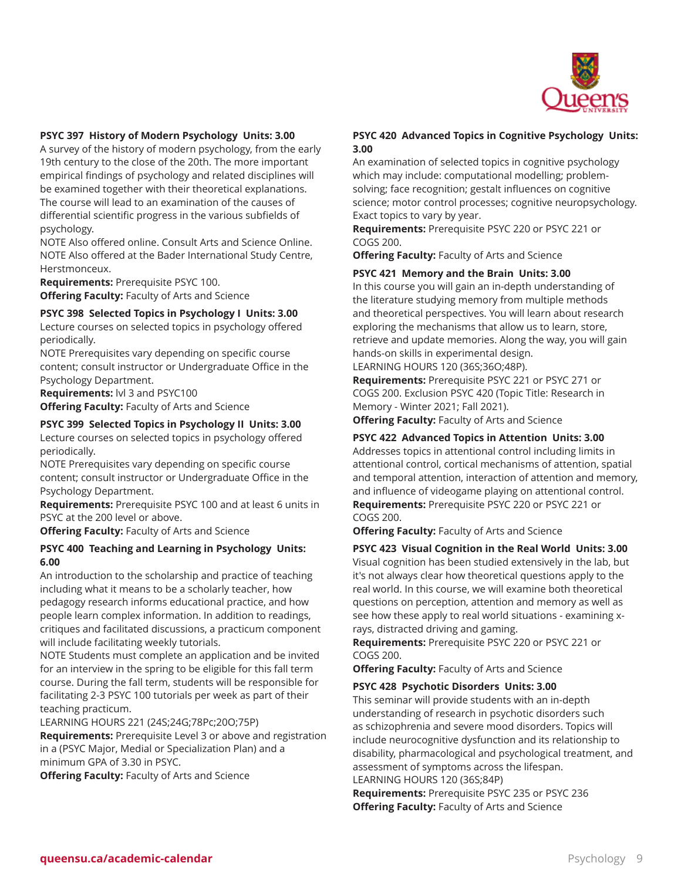**PSYC 397 History of Modern Psychology Units: 3.00**
A survey of the history of modern psychology, from the early 19th century to the close of the 20th. The more important empirical findings of psychology and related disciplines will be examined together with their theoretical explanations. The course will lead to an examination of the causes of differential scientific progress in the various subfields of psychology.
NOTE Also offered online. Consult Arts and Science Online.
NOTE Also offered at the Bader International Study Centre, Herstmonceux.
**Requirements:** Prerequisite PSYC 100.
**Offering Faculty:** Faculty of Arts and Science

**PSYC 398 Selected Topics in Psychology I Units: 3.00**
Lecture courses on selected topics in psychology offered periodically.
NOTE Prerequisites vary depending on specific course content; consult instructor or Undergraduate Office in the Psychology Department.
**Requirements:** lvl 3 and PSYC100
**Offering Faculty:** Faculty of Arts and Science

**PSYC 399 Selected Topics in Psychology II Units: 3.00**
Lecture courses on selected topics in psychology offered periodically.
NOTE Prerequisites vary depending on specific course content; consult instructor or Undergraduate Office in the Psychology Department.
**Requirements:** Prerequisite PSYC 100 and at least 6 units in PSYC at the 200 level or above.
**Offering Faculty:** Faculty of Arts and Science

**PSYC 400 Teaching and Learning in Psychology Units: 6.00**
An introduction to the scholarship and practice of teaching including what it means to be a scholarly teacher, how pedagogy research informs educational practice, and how people learn complex information. In addition to readings, critiques and facilitated discussions, a practicum component will include facilitating weekly tutorials.
NOTE Students must complete an application and be invited for an interview in the spring to be eligible for this fall term course. During the fall term, students will be responsible for facilitating 2-3 PSYC 100 tutorials per week as part of their teaching practicum.
LEARNING HOURS 221 (24S;24G;78Pc;20O;75P)
**Requirements:** Prerequisite Level 3 or above and registration in a (PSYC Major, Medial or Specialization Plan) and a minimum GPA of 3.30 in PSYC.
**Offering Faculty:** Faculty of Arts and Science

**PSYC 420 Advanced Topics in Cognitive Psychology Units: 3.00**
An examination of selected topics in cognitive psychology which may include: computational modelling; problem-solving; face recognition; gestalt influences on cognitive science; motor control processes; cognitive neuropsychology. Exact topics to vary by year.
**Requirements:** Prerequisite PSYC 220 or PSYC 221 or COGS 200.
**Offering Faculty:** Faculty of Arts and Science

**PSYC 421 Memory and the Brain Units: 3.00**
In this course you will gain an in-depth understanding of the literature studying memory from multiple methods and theoretical perspectives. You will learn about research exploring the mechanisms that allow us to learn, store, retrieve and update memories. Along the way, you will gain hands-on skills in experimental design.
LEARNING HOURS 120 (36S;36O;48P).
**Requirements:** Prerequisite PSYC 221 or PSYC 271 or COGS 200. Exclusion PSYC 420 (Topic Title: Research in Memory - Winter 2021; Fall 2021).
**Offering Faculty:** Faculty of Arts and Science

**PSYC 422 Advanced Topics in Attention Units: 3.00**
Addresses topics in attentional control including limits in attentional control, cortical mechanisms of attention, spatial and temporal attention, interaction of attention and memory, and influence of videogame playing on attentional control.
**Requirements:** Prerequisite PSYC 220 or PSYC 221 or COGS 200.
**Offering Faculty:** Faculty of Arts and Science

**PSYC 423 Visual Cognition in the Real World Units: 3.00**
Visual cognition has been studied extensively in the lab, but it's not always clear how theoretical questions apply to the real world. In this course, we will examine both theoretical questions on perception, attention and memory as well as see how these apply to real world situations - examining x-rays, distracted driving and gaming.
**Requirements:** Prerequisite PSYC 220 or PSYC 221 or COGS 200.
**Offering Faculty:** Faculty of Arts and Science

**PSYC 428 Psychotic Disorders Units: 3.00**
This seminar will provide students with an in-depth understanding of research in psychotic disorders such as schizophrenia and severe mood disorders. Topics will include neurocognitive dysfunction and its relationship to disability, pharmacological and psychological treatment, and assessment of symptoms across the lifespan.
LEARNING HOURS 120 (36S;84P)
**Requirements:** Prerequisite PSYC 235 or PSYC 236
**Offering Faculty:** Faculty of Arts and Science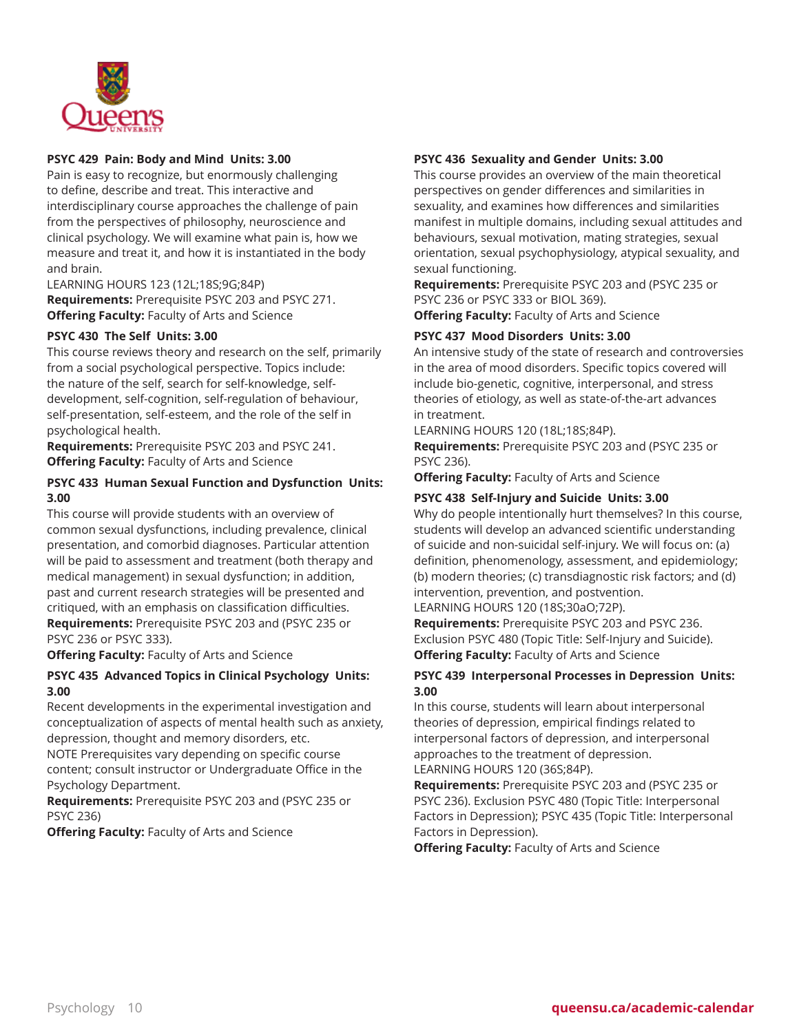**PSYC 429 Pain: Body and Mind Units: 3.00**
Pain is easy to recognize, but enormously challenging to define, describe and treat. This interactive and interdisciplinary course approaches the challenge of pain from the perspectives of philosophy, neuroscience and clinical psychology. We will examine what pain is, how we measure and treat it, and how it is instantiated in the body and brain.
LEARNING HOURS 123 (12L;18S;9G;84P)
**Requirements:** Prerequisite PSYC 203 and PSYC 271.
**Offering Faculty:** Faculty of Arts and Science

**PSYC 430 The Self Units: 3.00**
This course reviews theory and research on the self, primarily from a social psychological perspective. Topics include: the nature of the self, search for self-knowledge, self-development, self-cognition, self-regulation of behaviour, self-presentation, self-esteem, and the role of the self in psychological health.
**Requirements:** Prerequisite PSYC 203 and PSYC 241.
**Offering Faculty:** Faculty of Arts and Science

**PSYC 433 Human Sexual Function and Dysfunction Units: 3.00**
This course will provide students with an overview of common sexual dysfunctions, including prevalence, clinical presentation, and comorbid diagnoses. Particular attention will be paid to assessment and treatment (both therapy and medical management) in sexual dysfunction; in addition, past and current research strategies will be presented and critiqued, with an emphasis on classification difficulties.
**Requirements:** Prerequisite PSYC 203 and (PSYC 235 or PSYC 236 or PSYC 333).
**Offering Faculty:** Faculty of Arts and Science

**PSYC 435 Advanced Topics in Clinical Psychology Units: 3.00**
Recent developments in the experimental investigation and conceptualization of aspects of mental health such as anxiety, depression, thought and memory disorders, etc.
NOTE Prerequisites vary depending on specific course content; consult instructor or Undergraduate Office in the Psychology Department.
**Requirements:** Prerequisite PSYC 203 and (PSYC 235 or PSYC 236)
**Offering Faculty:** Faculty of Arts and Science

**PSYC 436 Sexuality and Gender Units: 3.00**
This course provides an overview of the main theoretical perspectives on gender differences and similarities in sexuality, and examines how differences and similarities manifest in multiple domains, including sexual attitudes and behaviours, sexual motivation, mating strategies, sexual orientation, sexual psychophysiology, atypical sexuality, and sexual functioning.
**Requirements:** Prerequisite PSYC 203 and (PSYC 235 or PSYC 236 or PSYC 333 or BIOL 369).
**Offering Faculty:** Faculty of Arts and Science

**PSYC 437 Mood Disorders Units: 3.00**
An intensive study of the state of research and controversies in the area of mood disorders. Specific topics covered will include bio-genetic, cognitive, interpersonal, and stress theories of etiology, as well as state-of-the-art advances in treatment.
LEARNING HOURS 120 (18L;18S;84P).
**Requirements:** Prerequisite PSYC 203 and (PSYC 235 or PSYC 236).
**Offering Faculty:** Faculty of Arts and Science

**PSYC 438 Self-Injury and Suicide Units: 3.00**
Why do people intentionally hurt themselves? In this course, students will develop an advanced scientific understanding of suicide and non-suicidal self-injury. We will focus on: (a) definition, phenomenology, assessment, and epidemiology; (b) modern theories; (c) transdiagnostic risk factors; and (d) intervention, prevention, and postvention.
LEARNING HOURS 120 (18S;30aO;72P).
**Requirements:** Prerequisite PSYC 203 and PSYC 236. Exclusion PSYC 480 (Topic Title: Self-Injury and Suicide).
**Offering Faculty:** Faculty of Arts and Science

**PSYC 439 Interpersonal Processes in Depression Units: 3.00**
In this course, students will learn about interpersonal theories of depression, empirical findings related to interpersonal factors of depression, and interpersonal approaches to the treatment of depression.
LEARNING HOURS 120 (36S;84P).
**Requirements:** Prerequisite PSYC 203 and (PSYC 235 or PSYC 236). Exclusion PSYC 480 (Topic Title: Interpersonal Factors in Depression); PSYC 435 (Topic Title: Interpersonal Factors in Depression).
**Offering Faculty:** Faculty of Arts and Science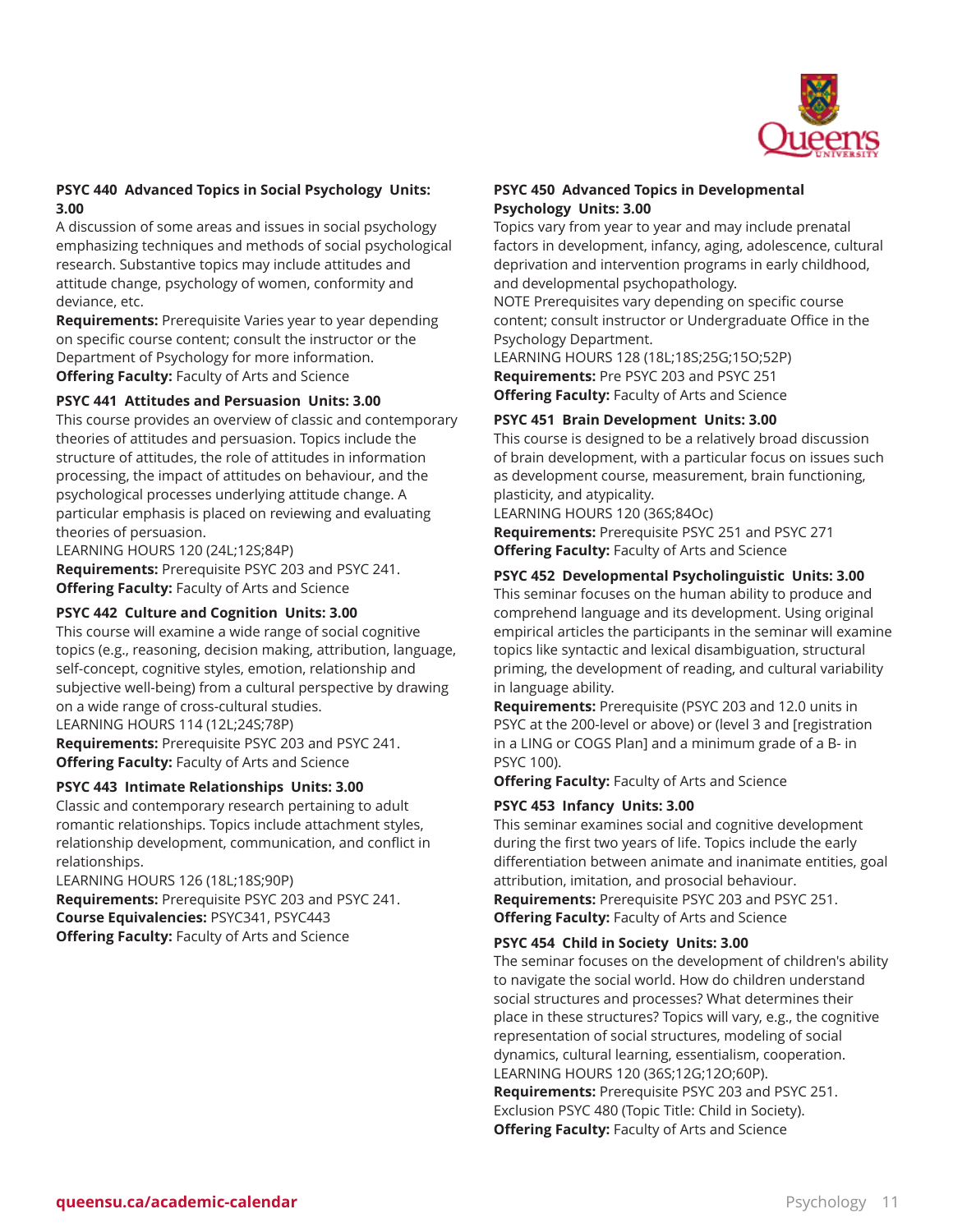**PSYC 440 Advanced Topics in Social Psychology Units: 3.00**
A discussion of some areas and issues in social psychology emphasizing techniques and methods of social psychological research. Substantive topics may include attitudes and attitude change, psychology of women, conformity and deviance, etc.
**Requirements:** Prerequisite Varies year to year depending on specific course content; consult the instructor or the Department of Psychology for more information.
**Offering Faculty:** Faculty of Arts and Science

**PSYC 441 Attitudes and Persuasion Units: 3.00**
This course provides an overview of classic and contemporary theories of attitudes and persuasion. Topics include the structure of attitudes, the role of attitudes in information processing, the impact of attitudes on behaviour, and the psychological processes underlying attitude change. A particular emphasis is placed on reviewing and evaluating theories of persuasion.
LEARNING HOURS 120 (24L;12S;84P)
**Requirements:** Prerequisite PSYC 203 and PSYC 241.
**Offering Faculty:** Faculty of Arts and Science

**PSYC 442 Culture and Cognition Units: 3.00**
This course will examine a wide range of social cognitive topics (e.g., reasoning, decision making, attribution, language, self-concept, cognitive styles, emotion, relationship and subjective well-being) from a cultural perspective by drawing on a wide range of cross-cultural studies.
LEARNING HOURS 114 (12L;24S;78P)
**Requirements:** Prerequisite PSYC 203 and PSYC 241.
**Offering Faculty:** Faculty of Arts and Science

**PSYC 443 Intimate Relationships Units: 3.00**
Classic and contemporary research pertaining to adult romantic relationships. Topics include attachment styles, relationship development, communication, and conflict in relationships.
LEARNING HOURS 126 (18L;18S;90P)
**Requirements:** Prerequisite PSYC 203 and PSYC 241.
**Course Equivalencies:** PSYC341, PSYC443
**Offering Faculty:** Faculty of Arts and Science

**PSYC 450 Advanced Topics in Developmental Psychology Units: 3.00**
Topics vary from year to year and may include prenatal factors in development, infancy, aging, adolescence, cultural deprivation and intervention programs in early childhood, and developmental psychopathology.
NOTE Prerequisites vary depending on specific course content; consult instructor or Undergraduate Office in the Psychology Department.
LEARNING HOURS 128 (18L;18S;25G;15O;52P)
**Requirements:** Pre PSYC 203 and PSYC 251
**Offering Faculty:** Faculty of Arts and Science

**PSYC 451 Brain Development Units: 3.00**
This course is designed to be a relatively broad discussion of brain development, with a particular focus on issues such as development course, measurement, brain functioning, plasticity, and atypicality.
LEARNING HOURS 120 (36S;84Oc)
**Requirements:** Prerequisite PSYC 251 and PSYC 271
**Offering Faculty:** Faculty of Arts and Science

**PSYC 452 Developmental Psycholinguistic Units: 3.00**
This seminar focuses on the human ability to produce and comprehend language and its development. Using original empirical articles the participants in the seminar will examine topics like syntactic and lexical disambiguation, structural priming, the development of reading, and cultural variability in language ability.
**Requirements:** Prerequisite (PSYC 203 and 12.0 units in PSYC at the 200-level or above) or (level 3 and [registration in a LING or COGS Plan] and a minimum grade of a B- in PSYC 100).
**Offering Faculty:** Faculty of Arts and Science

**PSYC 453 Infancy Units: 3.00**
This seminar examines social and cognitive development during the first two years of life. Topics include the early differentiation between animate and inanimate entities, goal attribution, imitation, and prosocial behaviour.
**Requirements:** Prerequisite PSYC 203 and PSYC 251.
**Offering Faculty:** Faculty of Arts and Science

**PSYC 454 Child in Society Units: 3.00**
The seminar focuses on the development of children's ability to navigate the social world. How do children understand social structures and processes? What determines their place in these structures? Topics will vary, e.g., the cognitive representation of social structures, modeling of social dynamics, cultural learning, essentialism, cooperation.
LEARNING HOURS 120 (36S;12G;12O;60P).
**Requirements:** Prerequisite PSYC 203 and PSYC 251.
Exclusion PSYC 480 (Topic Title: Child in Society).
**Offering Faculty:** Faculty of Arts and Science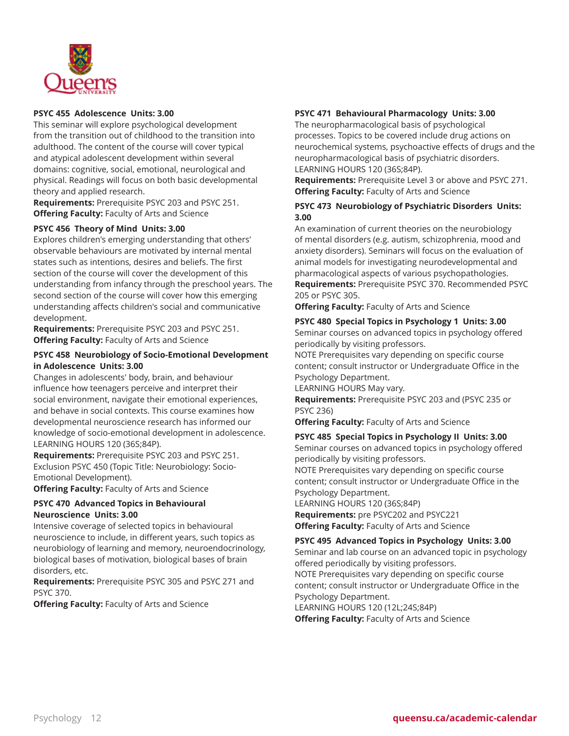**PSYC 455 Adolescence Units: 3.00**
This seminar will explore psychological development from the transition out of childhood to the transition into adulthood. The content of the course will cover typical and atypical adolescent development within several domains: cognitive, social, emotional, neurological and physical. Readings will focus on both basic developmental theory and applied research.
**Requirements:** Prerequisite PSYC 203 and PSYC 251.
**Offering Faculty:** Faculty of Arts and Science

**PSYC 456 Theory of Mind Units: 3.00**
Explores children's emerging understanding that others' observable behaviours are motivated by internal mental states such as intentions, desires and beliefs. The first section of the course will cover the development of this understanding from infancy through the preschool years. The second section of the course will cover how this emerging understanding affects children's social and communicative development.
**Requirements:** Prerequisite PSYC 203 and PSYC 251.
**Offering Faculty:** Faculty of Arts and Science

**PSYC 458 Neurobiology of Socio-Emotional Development in Adolescence Units: 3.00**
Changes in adolescents' body, brain, and behaviour influence how teenagers perceive and interpret their social environment, navigate their emotional experiences, and behave in social contexts. This course examines how developmental neuroscience research has informed our knowledge of socio-emotional development in adolescence.
LEARNING HOURS 120 (36S;84P).
**Requirements:** Prerequisite PSYC 203 and PSYC 251. Exclusion PSYC 450 (Topic Title: Neurobiology: Socio-Emotional Development).
**Offering Faculty:** Faculty of Arts and Science

**PSYC 470 Advanced Topics in Behavioural Neuroscience Units: 3.00**
Intensive coverage of selected topics in behavioural neuroscience to include, in different years, such topics as neurobiology of learning and memory, neuroendocrinology, biological bases of motivation, biological bases of brain disorders, etc.
**Requirements:** Prerequisite PSYC 305 and PSYC 271 and PSYC 370.
**Offering Faculty:** Faculty of Arts and Science

**PSYC 471 Behavioural Pharmacology Units: 3.00**
The neuropharmacological basis of psychological processes. Topics to be covered include drug actions on neurochemical systems, psychoactive effects of drugs and the neuropharmacological basis of psychiatric disorders.
LEARNING HOURS 120 (36S;84P).
**Requirements:** Prerequisite Level 3 or above and PSYC 271.
**Offering Faculty:** Faculty of Arts and Science

**PSYC 473 Neurobiology of Psychiatric Disorders Units: 3.00**
An examination of current theories on the neurobiology of mental disorders (e.g. autism, schizophrenia, mood and anxiety disorders). Seminars will focus on the evaluation of animal models for investigating neurodevelopmental and pharmacological aspects of various psychopathologies.
**Requirements:** Prerequisite PSYC 370. Recommended PSYC 205 or PSYC 305.
**Offering Faculty:** Faculty of Arts and Science

**PSYC 480 Special Topics in Psychology 1 Units: 3.00**
Seminar courses on advanced topics in psychology offered periodically by visiting professors.
NOTE Prerequisites vary depending on specific course content; consult instructor or Undergraduate Office in the Psychology Department.
LEARNING HOURS May vary.
**Requirements:** Prerequisite PSYC 203 and (PSYC 235 or PSYC 236)
**Offering Faculty:** Faculty of Arts and Science

**PSYC 485 Special Topics in Psychology II Units: 3.00**
Seminar courses on advanced topics in psychology offered periodically by visiting professors.
NOTE Prerequisites vary depending on specific course content; consult instructor or Undergraduate Office in the Psychology Department.
LEARNING HOURS 120 (36S;84P)
**Requirements:** pre PSYC202 and PSYC221
**Offering Faculty:** Faculty of Arts and Science

**PSYC 495 Advanced Topics in Psychology Units: 3.00**
Seminar and lab course on an advanced topic in psychology offered periodically by visiting professors.
NOTE Prerequisites vary depending on specific course content; consult instructor or Undergraduate Office in the Psychology Department.
LEARNING HOURS 120 (12L;24S;84P)
**Offering Faculty:** Faculty of Arts and Science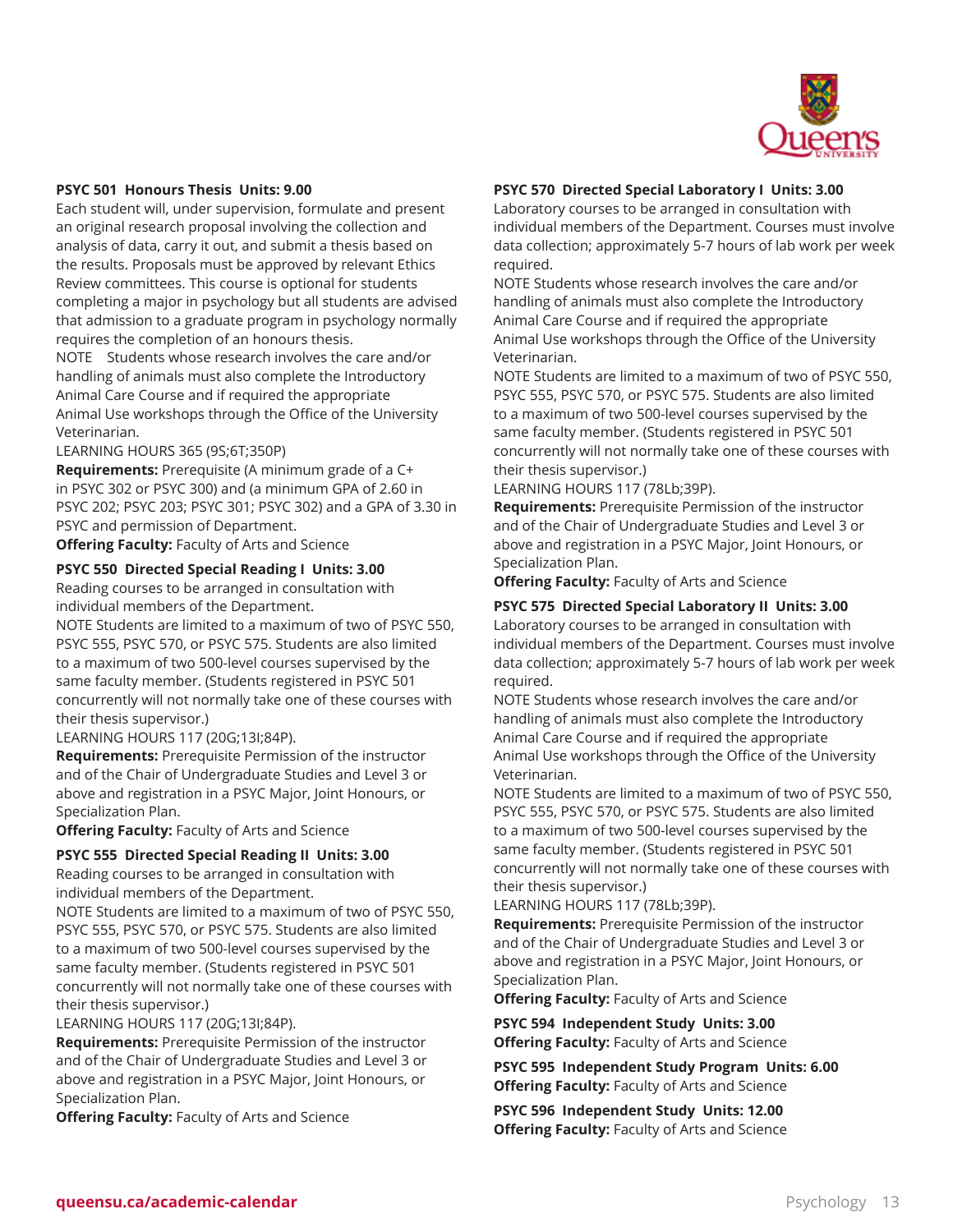**PSYC 501 Honours Thesis Units: 9.00**

Each student will, under supervision, formulate and present an original research proposal involving the collection and analysis of data, carry it out, and submit a thesis based on the results. Proposals must be approved by relevant Ethics Review committees. This course is optional for students completing a major in psychology but all students are advised that admission to a graduate program in psychology normally requires the completion of an honours thesis.

NOTE Students whose research involves the care and/or handling of animals must also complete the Introductory Animal Care Course and if required the appropriate Animal Use workshops through the Office of the University Veterinarian.

LEARNING HOURS 365 (9S;6T;350P)

**Requirements:** Prerequisite (A minimum grade of a C+ in PSYC 302 or PSYC 300) and (a minimum GPA of 2.60 in PSYC 202; PSYC 203; PSYC 301; PSYC 302) and a GPA of 3.30 in PSYC and permission of Department.

**Offering Faculty:** Faculty of Arts and Science

**PSYC 550 Directed Special Reading I Units: 3.00**

Reading courses to be arranged in consultation with individual members of the Department.

NOTE Students are limited to a maximum of two of PSYC 550, PSYC 555, PSYC 570, or PSYC 575. Students are also limited to a maximum of two 500-level courses supervised by the same faculty member. (Students registered in PSYC 501 concurrently will not normally take one of these courses with their thesis supervisor.)

LEARNING HOURS 117 (20G;13I;84P).

**Requirements:** Prerequisite Permission of the instructor and of the Chair of Undergraduate Studies and Level 3 or above and registration in a PSYC Major, Joint Honours, or Specialization Plan.

**Offering Faculty:** Faculty of Arts and Science

**PSYC 555 Directed Special Reading II Units: 3.00**

Reading courses to be arranged in consultation with individual members of the Department.

NOTE Students are limited to a maximum of two of PSYC 550, PSYC 555, PSYC 570, or PSYC 575. Students are also limited to a maximum of two 500-level courses supervised by the same faculty member. (Students registered in PSYC 501 concurrently will not normally take one of these courses with their thesis supervisor.)

LEARNING HOURS 117 (20G;13I;84P).

**Requirements:** Prerequisite Permission of the instructor and of the Chair of Undergraduate Studies and Level 3 or above and registration in a PSYC Major, Joint Honours, or Specialization Plan.

**Offering Faculty:** Faculty of Arts and Science

**PSYC 570 Directed Special Laboratory I Units: 3.00**

Laboratory courses to be arranged in consultation with individual members of the Department. Courses must involve data collection; approximately 5-7 hours of lab work per week required.

NOTE Students whose research involves the care and/or handling of animals must also complete the Introductory Animal Care Course and if required the appropriate Animal Use workshops through the Office of the University Veterinarian.

NOTE Students are limited to a maximum of two of PSYC 550, PSYC 555, PSYC 570, or PSYC 575. Students are also limited to a maximum of two 500-level courses supervised by the same faculty member. (Students registered in PSYC 501 concurrently will not normally take one of these courses with their thesis supervisor.)

LEARNING HOURS 117 (78Lb;39P).

**Requirements:** Prerequisite Permission of the instructor and of the Chair of Undergraduate Studies and Level 3 or above and registration in a PSYC Major, Joint Honours, or Specialization Plan.

**Offering Faculty:** Faculty of Arts and Science

**PSYC 575 Directed Special Laboratory II Units: 3.00**

Laboratory courses to be arranged in consultation with individual members of the Department. Courses must involve data collection; approximately 5-7 hours of lab work per week required.

NOTE Students whose research involves the care and/or handling of animals must also complete the Introductory Animal Care Course and if required the appropriate Animal Use workshops through the Office of the University Veterinarian.

NOTE Students are limited to a maximum of two of PSYC 550, PSYC 555, PSYC 570, or PSYC 575. Students are also limited to a maximum of two 500-level courses supervised by the same faculty member. (Students registered in PSYC 501 concurrently will not normally take one of these courses with their thesis supervisor.)

LEARNING HOURS 117 (78Lb;39P).

**Requirements:** Prerequisite Permission of the instructor and of the Chair of Undergraduate Studies and Level 3 or above and registration in a PSYC Major, Joint Honours, or Specialization Plan.

**Offering Faculty:** Faculty of Arts and Science

**PSYC 594 Independent Study Units: 3.00**

**Offering Faculty:** Faculty of Arts and Science

**PSYC 595 Independent Study Program Units: 6.00**

**Offering Faculty:** Faculty of Arts and Science

**PSYC 596 Independent Study Units: 12.00**

**Offering Faculty:** Faculty of Arts and Science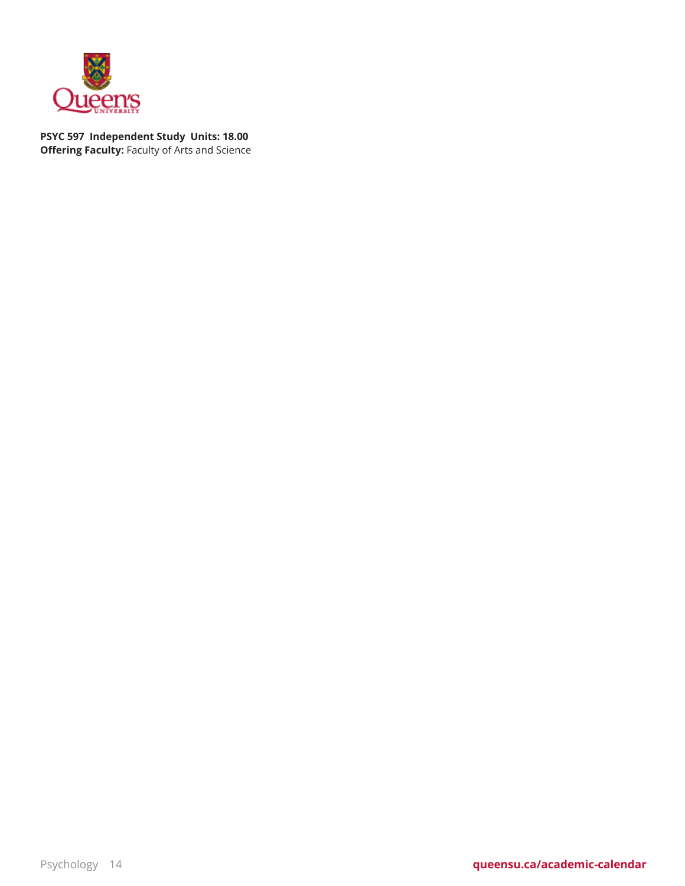**PSYC 597 Independent Study Units: 18.00**
**Offering Faculty:** Faculty of Arts and Science